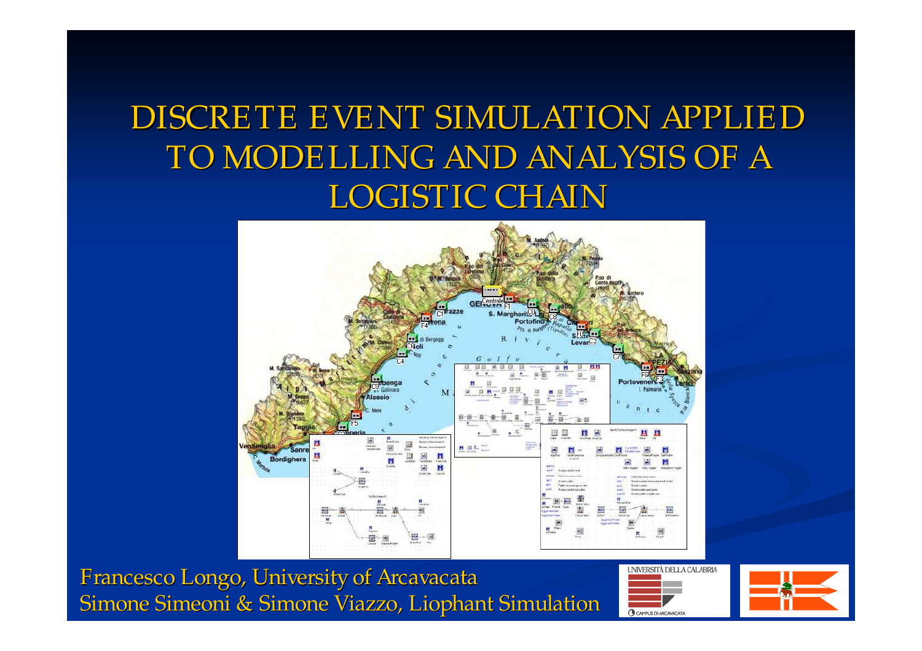# DISCRETE EVENT SIMULATION APPLIED TO MODELLING AND ANALYSIS OF A LOGISTIC CHAIN

Francesco Longo, University of Arcavacata
Simone Simeoni & Simone Viazzo, Liophant Simulation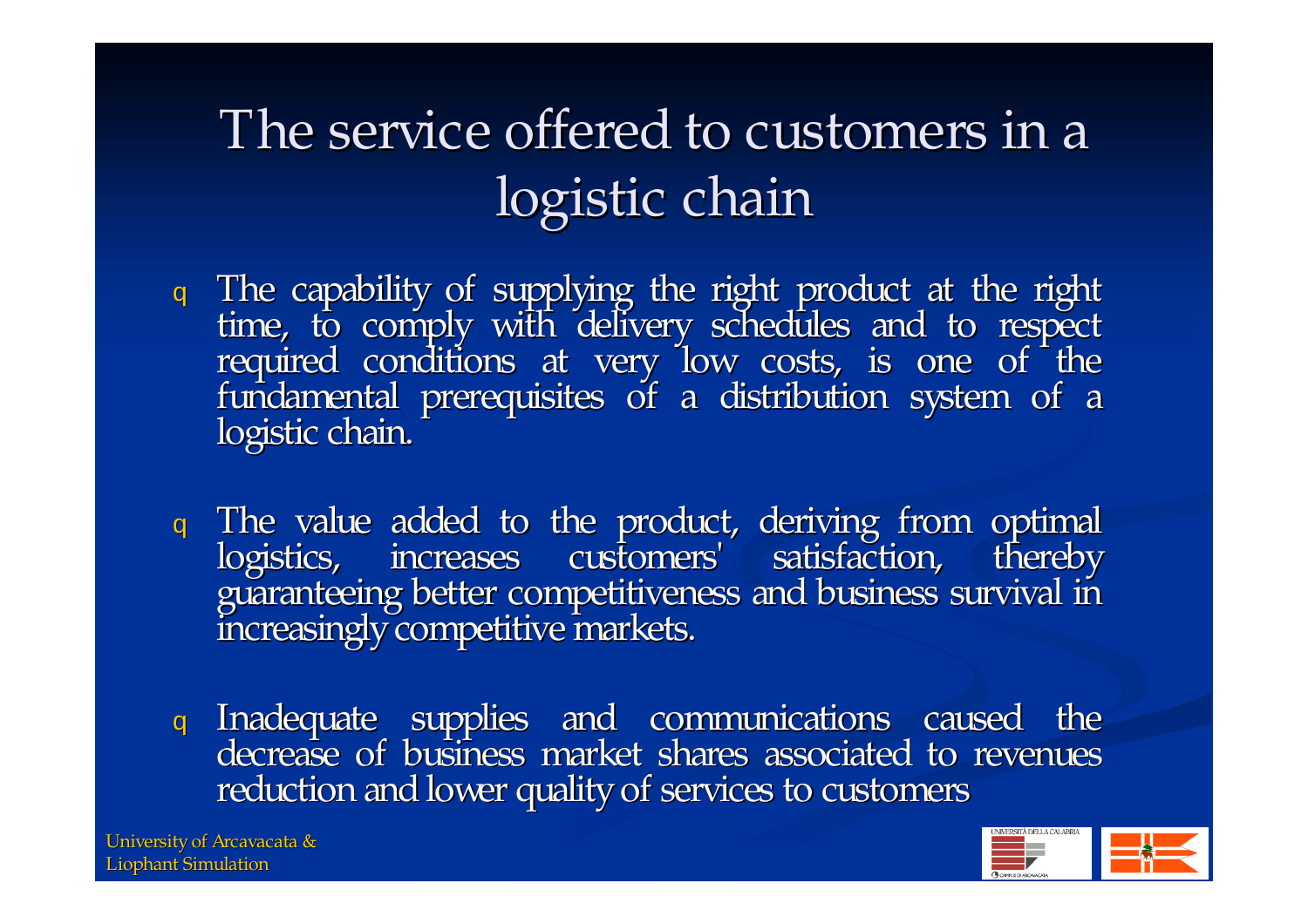# The service offered to customers in a logistic chain

- The capability of supplying the right product at the right time, to comply with delivery schedules and to respect required conditions at very low costs, is one of the fundamental prerequisites of a distribution system of a logistic chain.

- The value added to the product, deriving from optimal logistics, increases customers' satisfaction, thereby guaranteeing better competitiveness and business survival in increasingly competitive markets.

- Inadequate supplies and communications caused the decrease of business market shares associated to revenues reduction and lower quality of services to customers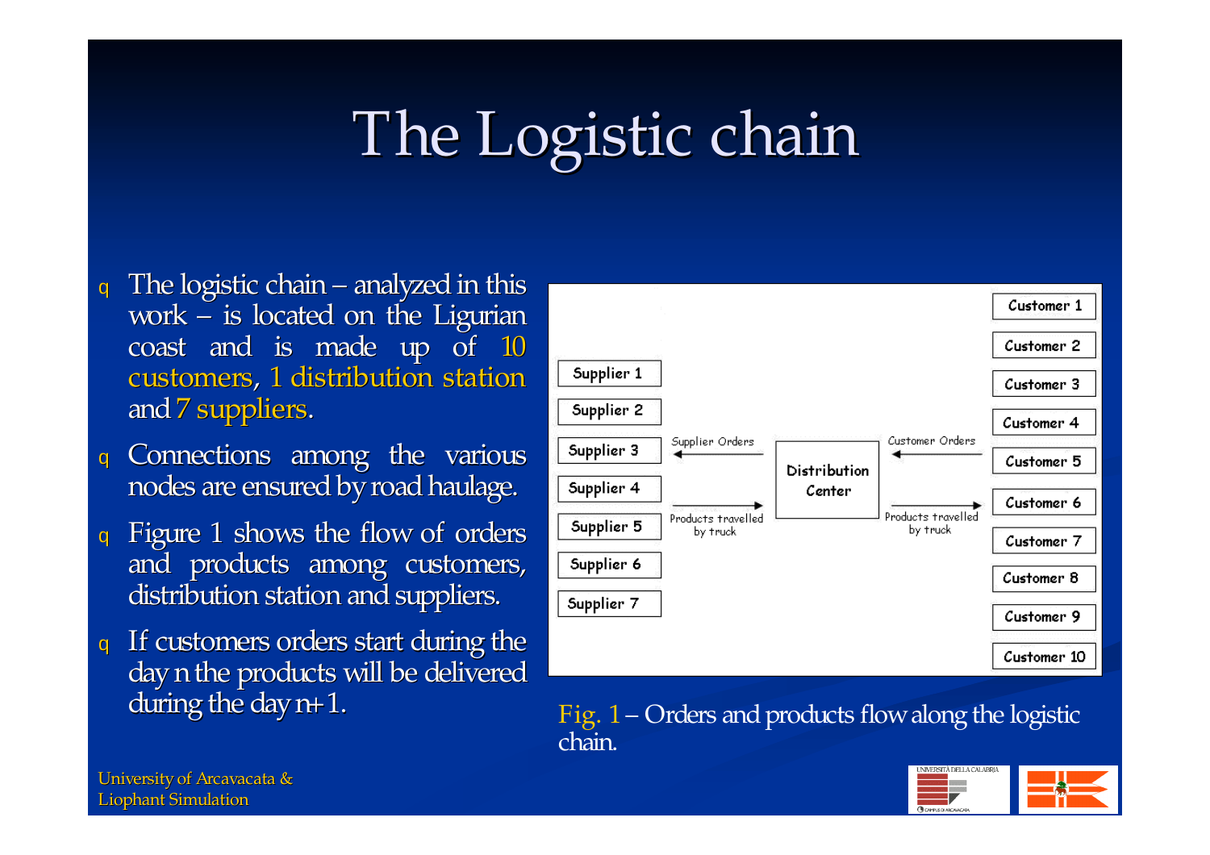# The Logistic chain

- The logistic chain – analyzed in this work – is located on the Ligurian coast and is made up of 10 customers, 1 distribution station and 7 suppliers.
- Connections among the various nodes are ensured by road haulage.
- Figure 1 shows the flow of orders and products among customers, distribution station and suppliers.
- If customers orders start during the day n the products will be delivered during the day n+1.

| Suppliers | Flow | | Flow | Customers |
|---|---|---|---|---|
| Supplier 1 | ← Supplier Orders | Distribution Center | ← Customer Orders | Customer 1 |
| Supplier 2 | → Products travelled by truck | | → Products travelled by truck | Customer 2 |
| Supplier 3 | | | | Customer 3 |
| Supplier 4 | | | | Customer 4 |
| Supplier 5 | | | | Customer 5 |
| Supplier 6 | | | | Customer 6 |
| Supplier 7 | | | | Customer 7 |
| | | | | Customer 8 |
| | | | | Customer 9 |
| | | | | Customer 10 |

Fig. 1 – Orders and products flow along the logistic chain.

University of Arcavacata & Liophant Simulation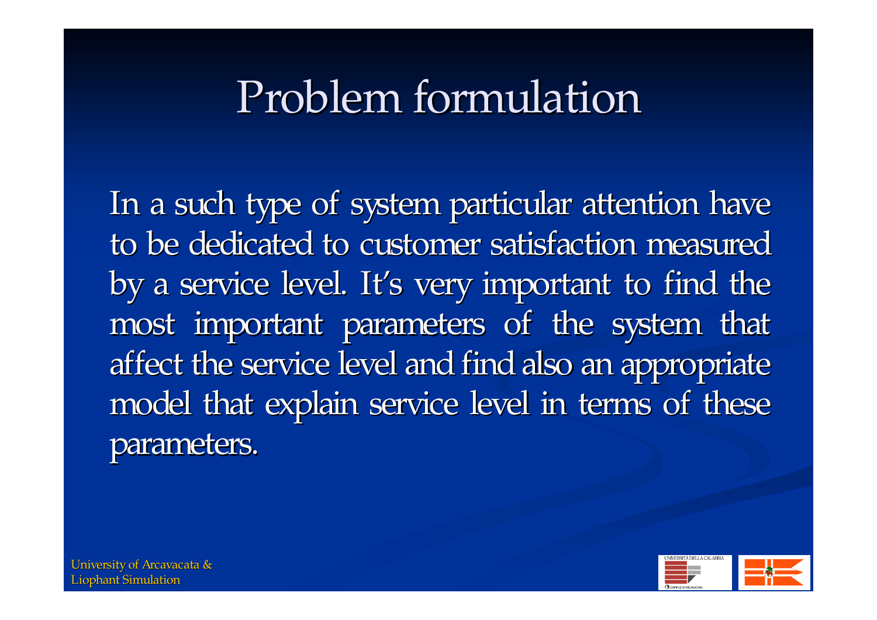# Problem formulation

In a such type of system particular attention have to be dedicated to customer satisfaction measured by a service level. It's very important to find the most important parameters of the system that affect the service level and find also an appropriate model that explain service level in terms of these parameters.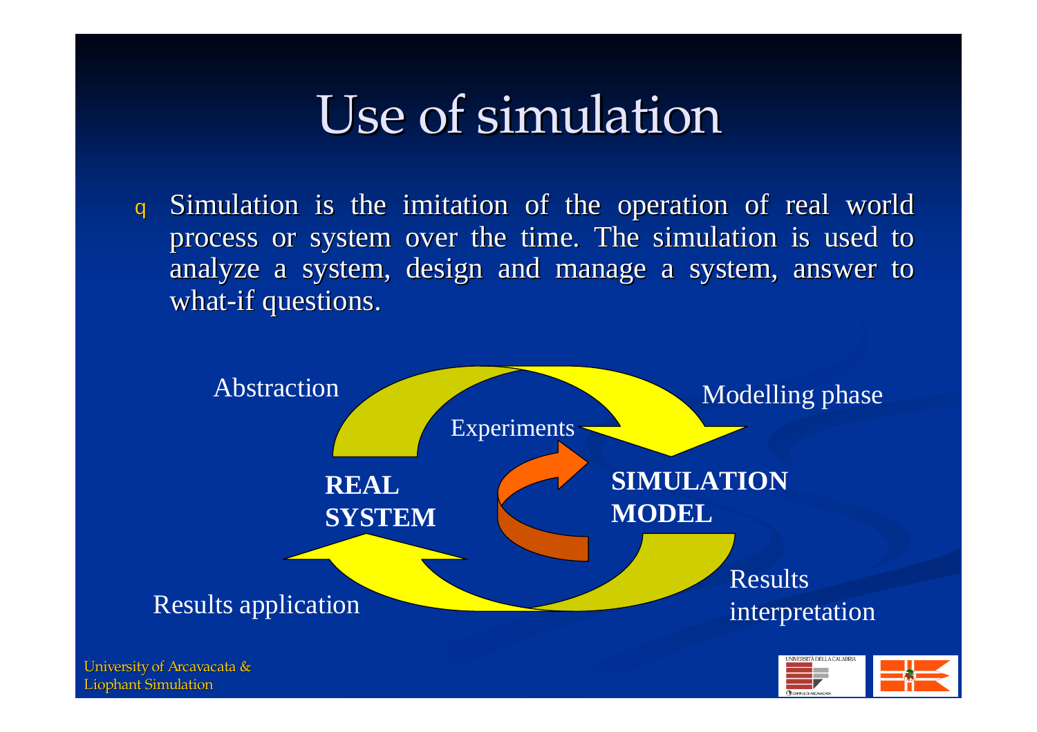# Use of simulation

- Simulation is the imitation of the operation of real world process or system over the time. The simulation is used to analyze a system, design and manage a system, answer to what-if questions.

Abstraction

Modelling phase

Experiments

**REAL SYSTEM**

**SIMULATION MODEL**

Results application

Results interpretation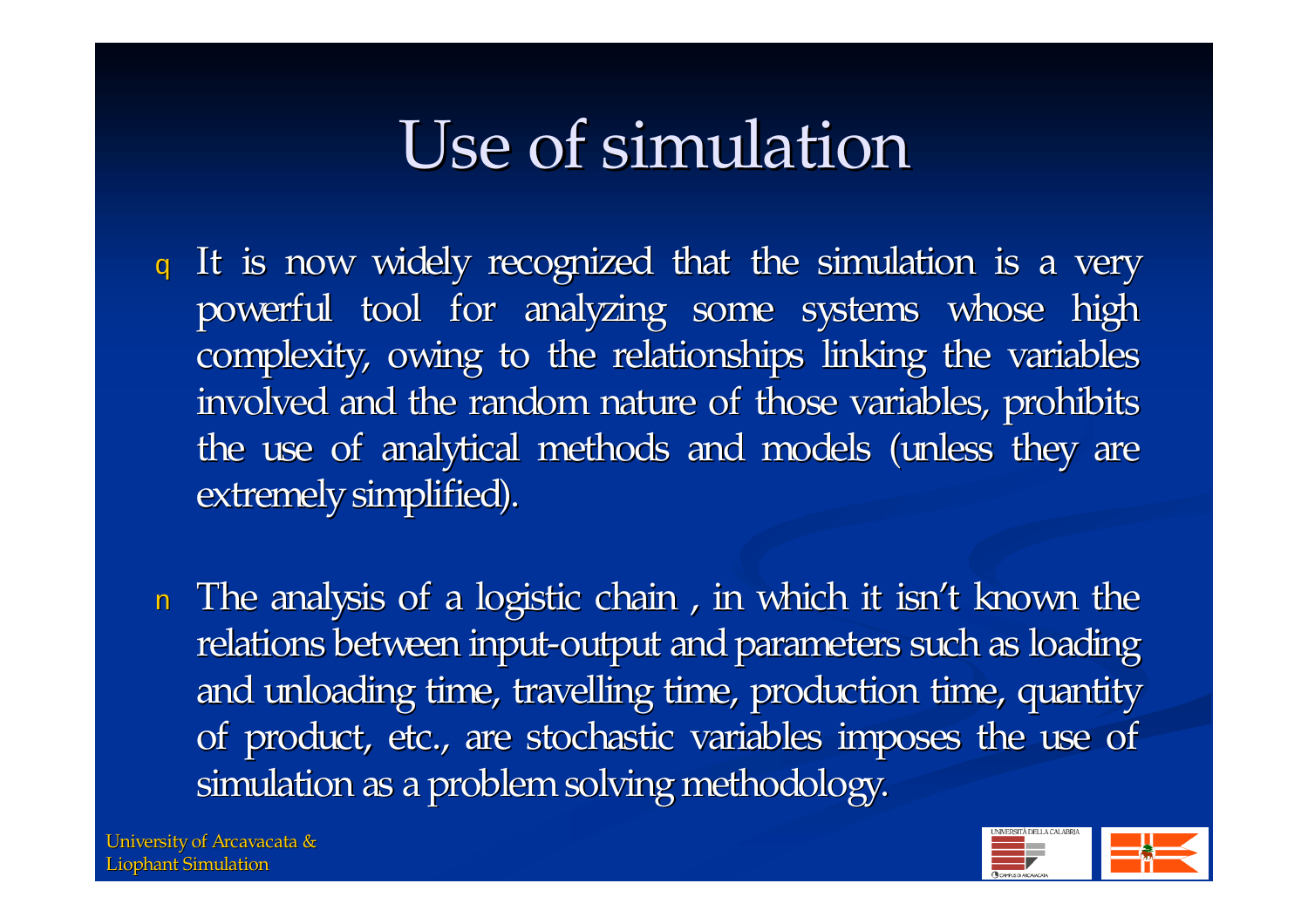# Use of simulation

- It is now widely recognized that the simulation is a very powerful tool for analyzing some systems whose high complexity, owing to the relationships linking the variables involved and the random nature of those variables, prohibits the use of analytical methods and models (unless they are extremely simplified).

- The analysis of a logistic chain , in which it isn't known the relations between input-output and parameters such as loading and unloading time, travelling time, production time, quantity of product, etc., are stochastic variables imposes the use of simulation as a problem solving methodology.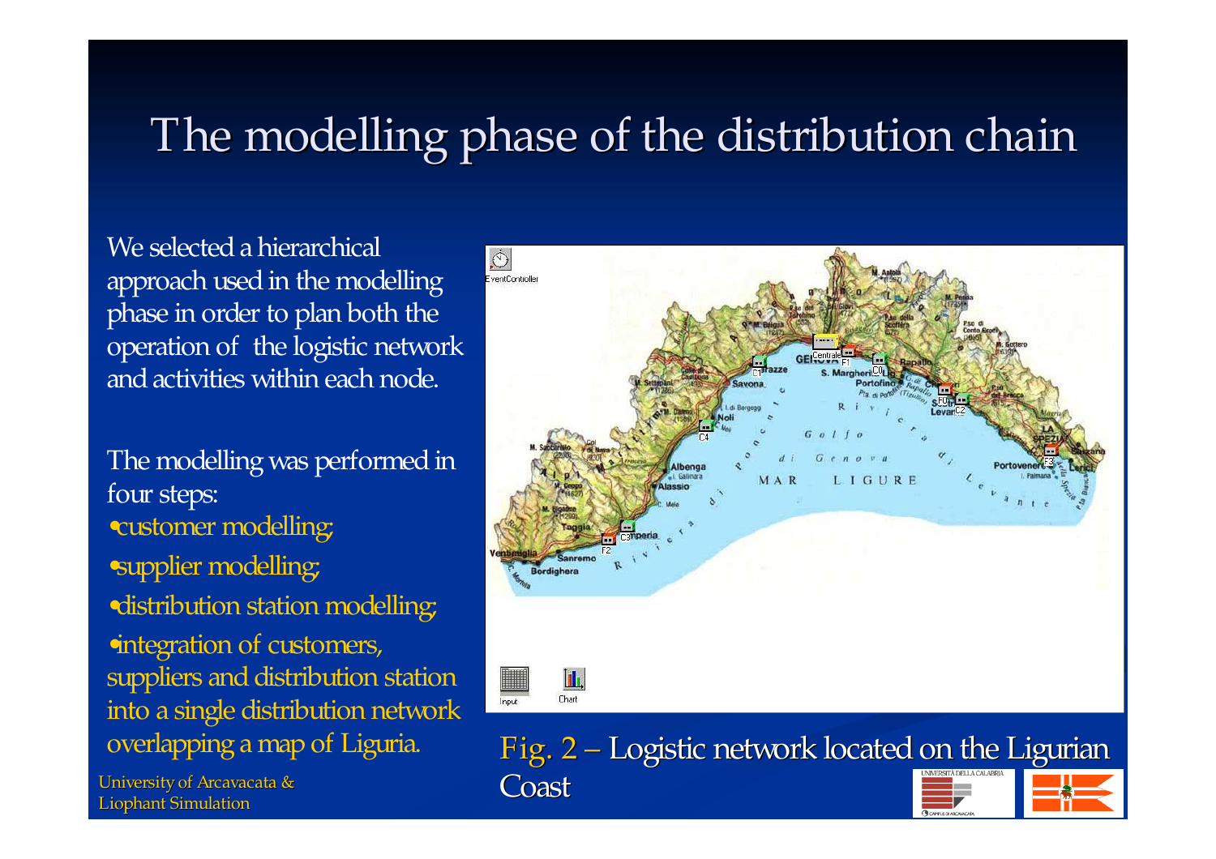# The modelling phase of the distribution chain

We selected a hierarchical approach used in the modelling phase in order to plan both the operation of the logistic network and activities within each node.

The modelling was performed in four steps:

- customer modelling;
- supplier modelling;
- distribution station modelling;
- integration of customers, suppliers and distribution station into a single distribution network overlapping a map of Liguria.

Fig. 2 – Logistic network located on the Ligurian Coast

University of Arcavacata & Liophant Simulation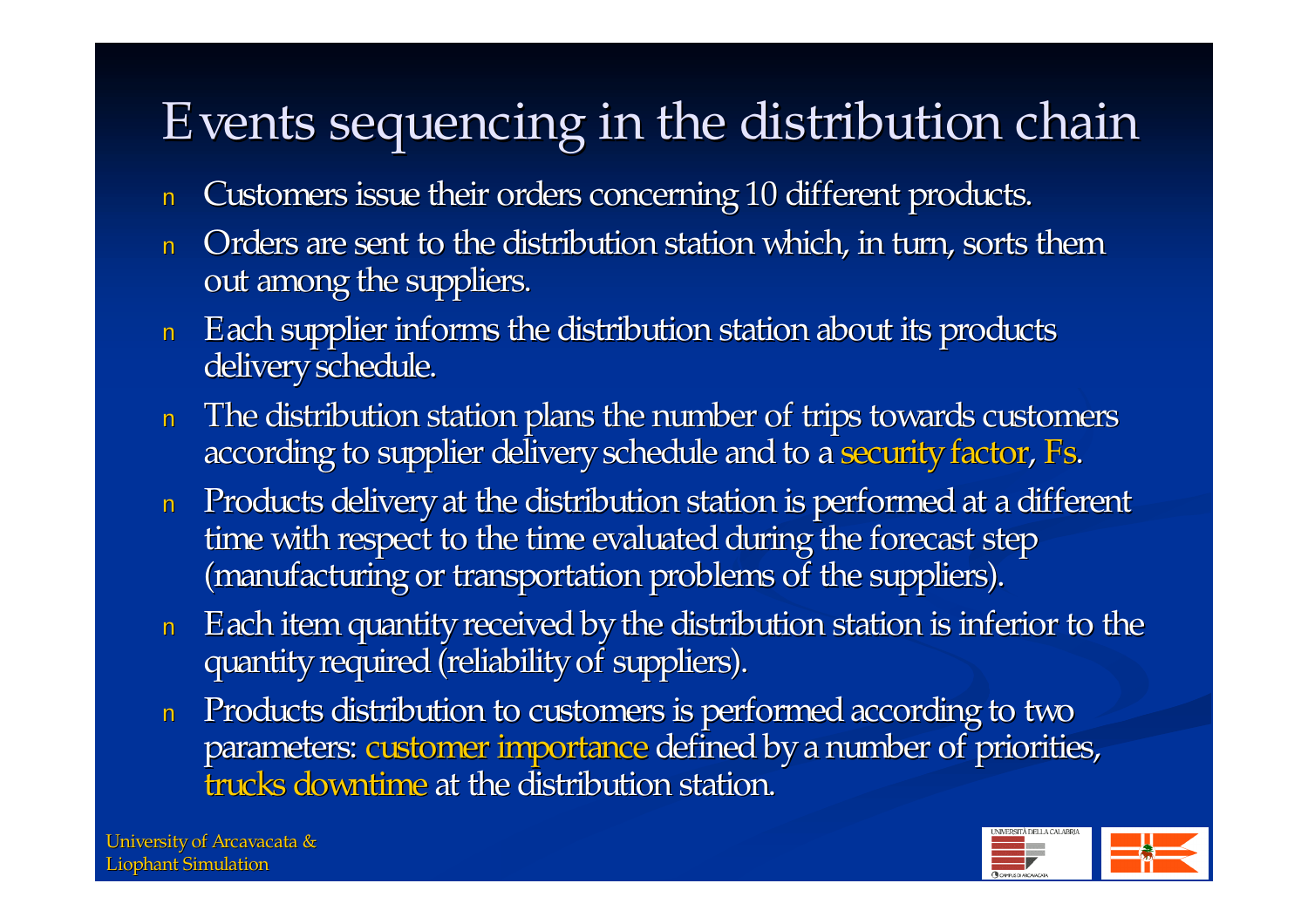# Events sequencing in the distribution chain

- Customers issue their orders concerning 10 different products.
- Orders are sent to the distribution station which, in turn, sorts them out among the suppliers.
- Each supplier informs the distribution station about its products delivery schedule.
- The distribution station plans the number of trips towards customers according to supplier delivery schedule and to a security factor, Fs.
- Products delivery at the distribution station is performed at a different time with respect to the time evaluated during the forecast step (manufacturing or transportation problems of the suppliers).
- Each item quantity received by the distribution station is inferior to the quantity required (reliability of suppliers).
- Products distribution to customers is performed according to two parameters: customer importance defined by a number of priorities, trucks downtime at the distribution station.

University of Arcavacata &
Liophant Simulation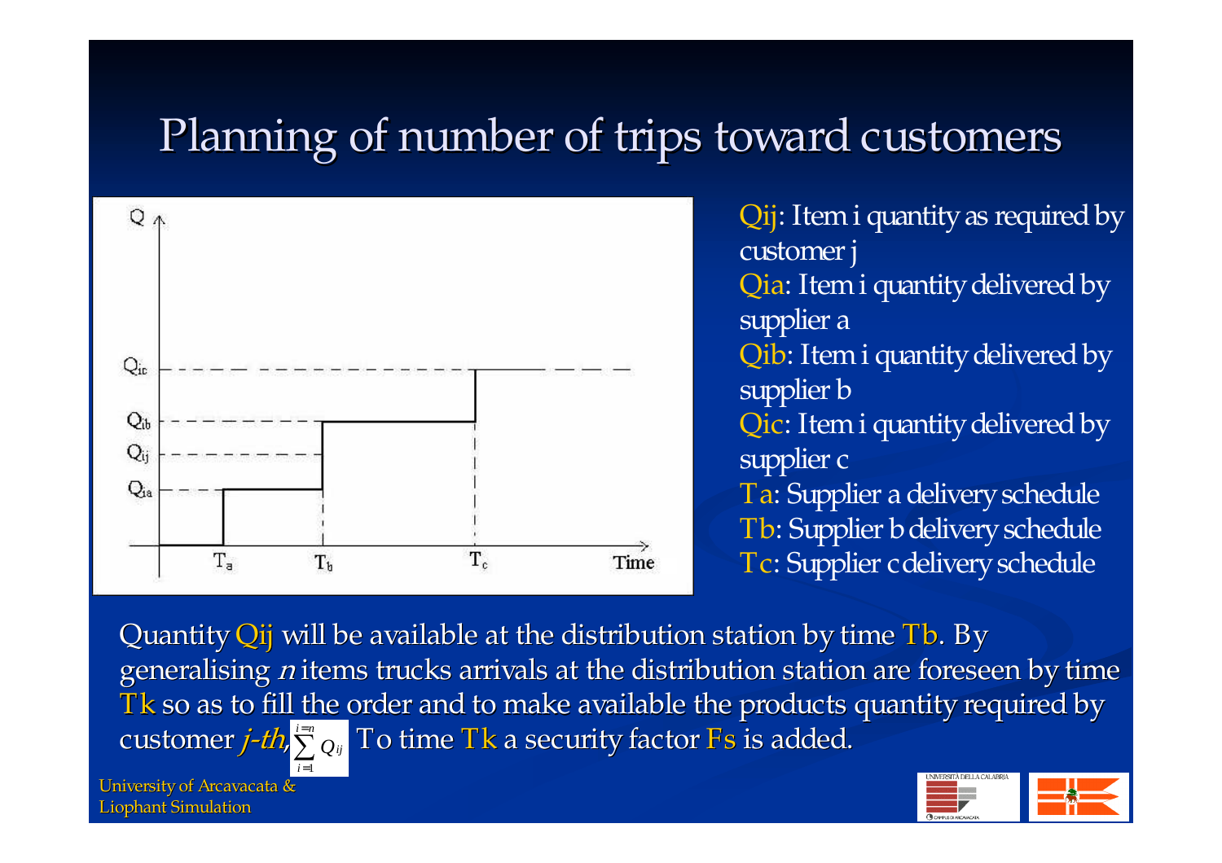# Planning of number of trips toward customers

$Q_{ij}$: Item i quantity as required by customer j

$Q_{ia}$: Item i quantity delivered by supplier a

$Q_{ib}$: Item i quantity delivered by supplier b

$Q_{ic}$: Item i quantity delivered by supplier c

$T_a$: Supplier a delivery schedule

$T_b$: Supplier b delivery schedule

$T_c$: Supplier c delivery schedule

Quantity $Q_{ij}$ will be available at the distribution station by time $T_b$. By generalising *n* items trucks arrivals at the distribution station are foreseen by time $T_k$ so as to fill the order and to make available the products quantity required by customer *j-th*, $\sum_{i=1}^{i=n} Q_{ij}$ To time $T_k$ a security factor $F_s$ is added.

University of Arcavacata & Liophant Simulation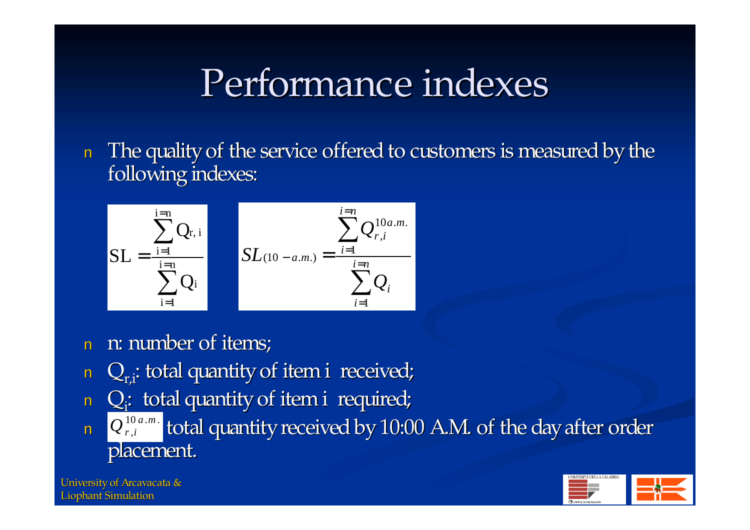# Performance indexes

- The quality of the service offered to customers is measured by the following indexes:

$$SL = \frac{\sum_{i=1}^{i=n} Q_{r,i}}{\sum_{i=1}^{i=n} Q_i} \qquad SL_{(10-a.m.)} = \frac{\sum_{i=1}^{i=n} Q_{r,i}^{10 a.m.}}{\sum_{i=1}^{i=n} Q_i}$$

- n: number of items;
- $Q_{r,i}$: total quantity of item i received;
- $Q_i$: total quantity of item i required;
- $Q_{r,i}^{10 a.m.}$ total quantity received by 10:00 A.M. of the day after order placement.

University of Arcavacata &
Liophant Simulation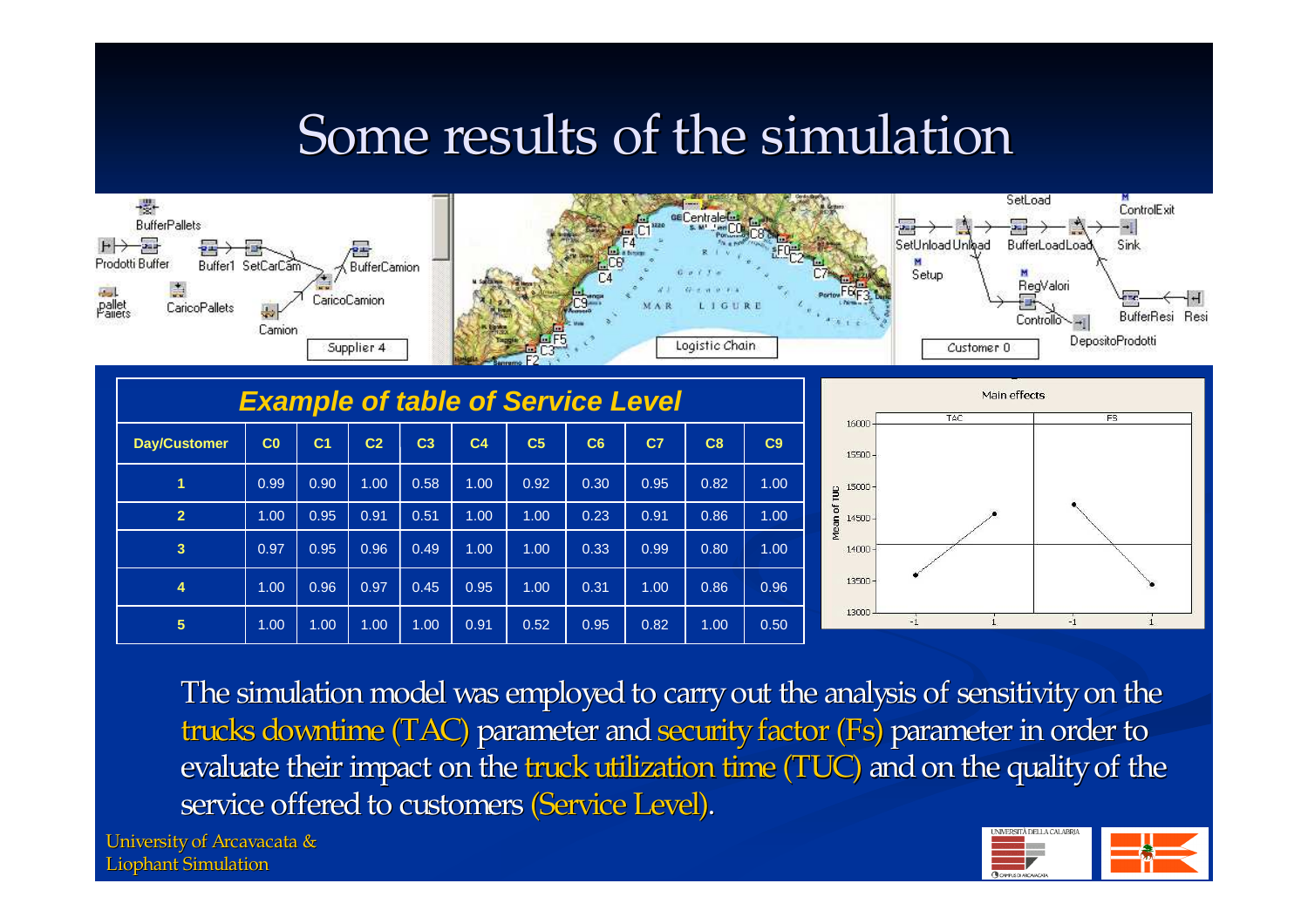# Some results of the simulation

BufferPallets

Prodotti Buffer

Buffer1 SetCarCam

BufferCamion

pallet Pallets

CaricoPallets

CaricoCamion

Camion

Supplier 4

Logistic Chain

SetLoad

ControlExit

SetUnload Unload

BufferLoad Load

Sink

Setup

RegValori

BufferResi Resi

Controllo

DepositoProdotti

Customer 0

| Example of table of Service Level | | | | | | | | | | |
|---|---|---|---|---|---|---|---|---|---|---|
| **Day/Customer** | **C0** | **C1** | **C2** | **C3** | **C4** | **C5** | **C6** | **C7** | **C8** | **C9** |
| **1** | 0.99 | 0.90 | 1.00 | 0.58 | 1.00 | 0.92 | 0.30 | 0.95 | 0.82 | 1.00 |
| **2** | 1.00 | 0.95 | 0.91 | 0.51 | 1.00 | 1.00 | 0.23 | 0.91 | 0.86 | 1.00 |
| **3** | 0.97 | 0.95 | 0.96 | 0.49 | 1.00 | 1.00 | 0.33 | 0.99 | 0.80 | 1.00 |
| **4** | 1.00 | 0.96 | 0.97 | 0.45 | 0.95 | 1.00 | 0.31 | 1.00 | 0.86 | 0.96 |
| **5** | 1.00 | 1.00 | 1.00 | 1.00 | 0.91 | 0.52 | 0.95 | 0.82 | 1.00 | 0.50 |

Main effects

TAC

FS

Mean of TUC

16000

15500

15000

14500

14000

13500

13000

-1 1 -1 1

The simulation model was employed to carry out the analysis of sensitivity on the trucks downtime (TAC) parameter and security factor (Fs) parameter in order to evaluate their impact on the truck utilization time (TUC) and on the quality of the service offered to customers (Service Level).

University of Arcavacata & Liophant Simulation